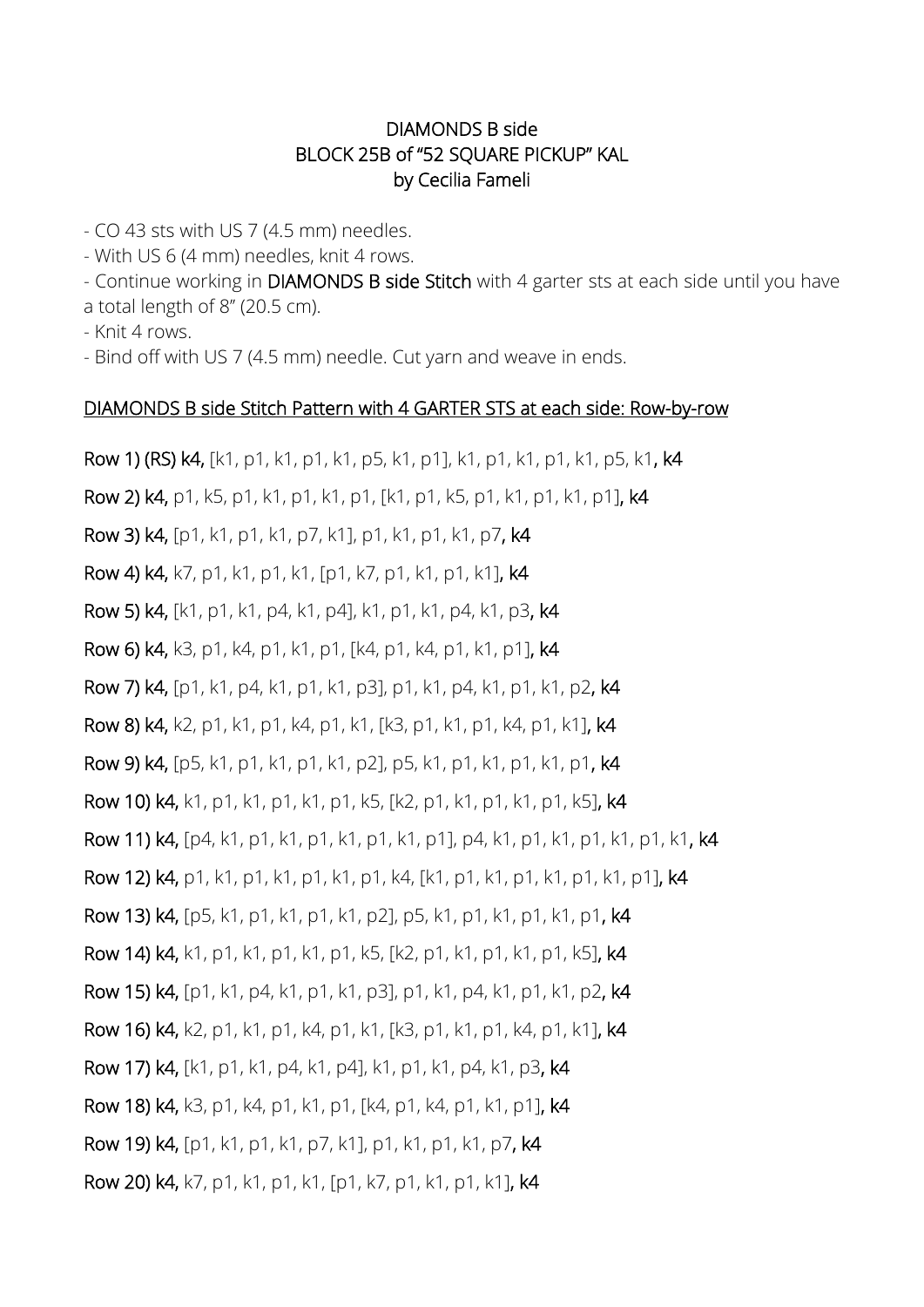DIAMONDS B side
BLOCK 25B of "52 SQUARE PICKUP" KAL
by Cecilia Fameli

- CO 43 sts with US 7 (4.5 mm) needles.
- With US 6 (4 mm) needles, knit 4 rows.
- Continue working in **DIAMONDS B side Stitch** with 4 garter sts at each side until you have a total length of 8" (20.5 cm).
- Knit 4 rows.
- Bind off with US 7 (4.5 mm) needle. Cut yarn and weave in ends.

DIAMONDS B side Stitch Pattern with 4 GARTER STS at each side: Row-by-row

**Row 1) (RS) k4,** [k1, p1, k1, p1, k1, p5, k1, p1], k1, p1, k1, p1, k1, p5, k1, **k4**

**Row 2) k4,** p1, k5, p1, k1, p1, k1, p1, [k1, p1, k5, p1, k1, p1, k1, p1], **k4**

**Row 3) k4,** [p1, k1, p1, k1, p7, k1], p1, k1, p1, k1, p7, **k4**

**Row 4) k4,** k7, p1, k1, p1, k1, [p1, k7, p1, k1, p1, k1], **k4**

**Row 5) k4,** [k1, p1, k1, p4, k1, p4], k1, p1, k1, p4, k1, p3, **k4**

**Row 6) k4,** k3, p1, k4, p1, k1, p1, [k4, p1, k4, p1, k1, p1], **k4**

**Row 7) k4,** [p1, k1, p4, k1, p1, k1, p3], p1, k1, p4, k1, p1, k1, p2, **k4**

**Row 8) k4,** k2, p1, k1, p1, k4, p1, k1, [k3, p1, k1, p1, k4, p1, k1], **k4**

**Row 9) k4,** [p5, k1, p1, k1, p1, k1, p2], p5, k1, p1, k1, p1, k1, p1, **k4**

**Row 10) k4,** k1, p1, k1, p1, k1, p1, k5, [k2, p1, k1, p1, k1, p1, k5], **k4**

**Row 11) k4,** [p4, k1, p1, k1, p1, k1, p1, k1, p1], p4, k1, p1, k1, p1, k1, p1, k1, **k4**

**Row 12) k4,** p1, k1, p1, k1, p1, k1, p1, k4, [k1, p1, k1, p1, k1, p1, k1, p1], **k4**

**Row 13) k4,** [p5, k1, p1, k1, p1, k1, p2], p5, k1, p1, k1, p1, k1, p1, **k4**

**Row 14) k4,** k1, p1, k1, p1, k1, p1, k5, [k2, p1, k1, p1, k1, p1, k5], **k4**

**Row 15) k4,** [p1, k1, p4, k1, p1, k1, p3], p1, k1, p4, k1, p1, k1, p2, **k4**

**Row 16) k4,** k2, p1, k1, p1, k4, p1, k1, [k3, p1, k1, p1, k4, p1, k1], **k4**

**Row 17) k4,** [k1, p1, k1, p4, k1, p4], k1, p1, k1, p4, k1, p3, **k4**

**Row 18) k4,** k3, p1, k4, p1, k1, p1, [k4, p1, k4, p1, k1, p1], **k4**

**Row 19) k4,** [p1, k1, p1, k1, p7, k1], p1, k1, p1, k1, p7, **k4**

**Row 20) k4,** k7, p1, k1, p1, k1, [p1, k7, p1, k1, p1, k1], **k4**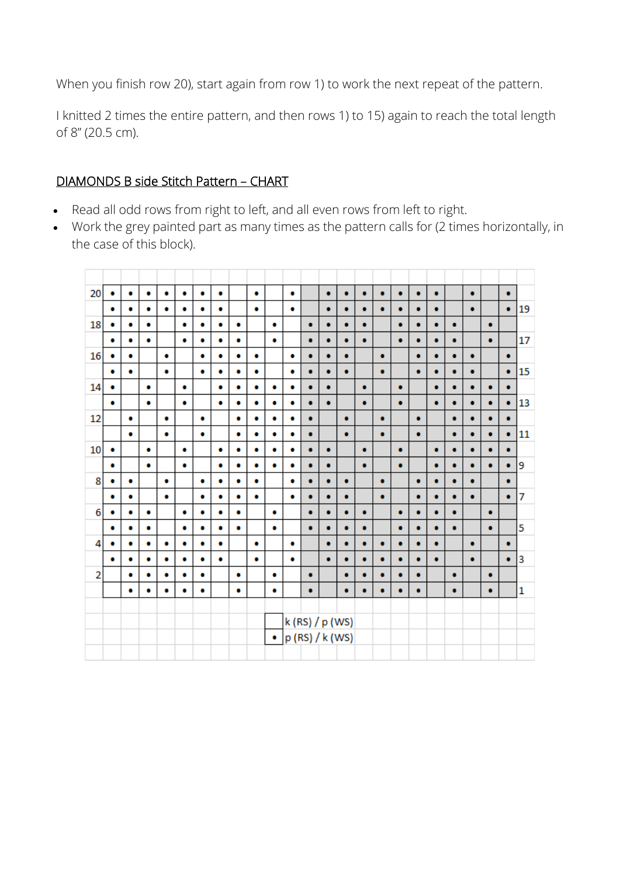When you finish row 20), start again from row 1) to work the next repeat of the pattern.

I knitted 2 times the entire pattern, and then rows 1) to 15) again to reach the total length of 8" (20.5 cm).

## DIAMONDS B side Stitch Pattern – CHART

- Read all odd rows from right to left, and all even rows from left to right.
- Work the grey painted part as many times as the pattern calls for (2 times horizontally, in the case of this block).

20

19

18

17

16

15

14

13

12

11

10

9

8

7

6

5

4

3

2

1

k (RS) / p (WS)

• p (RS) / k (WS)